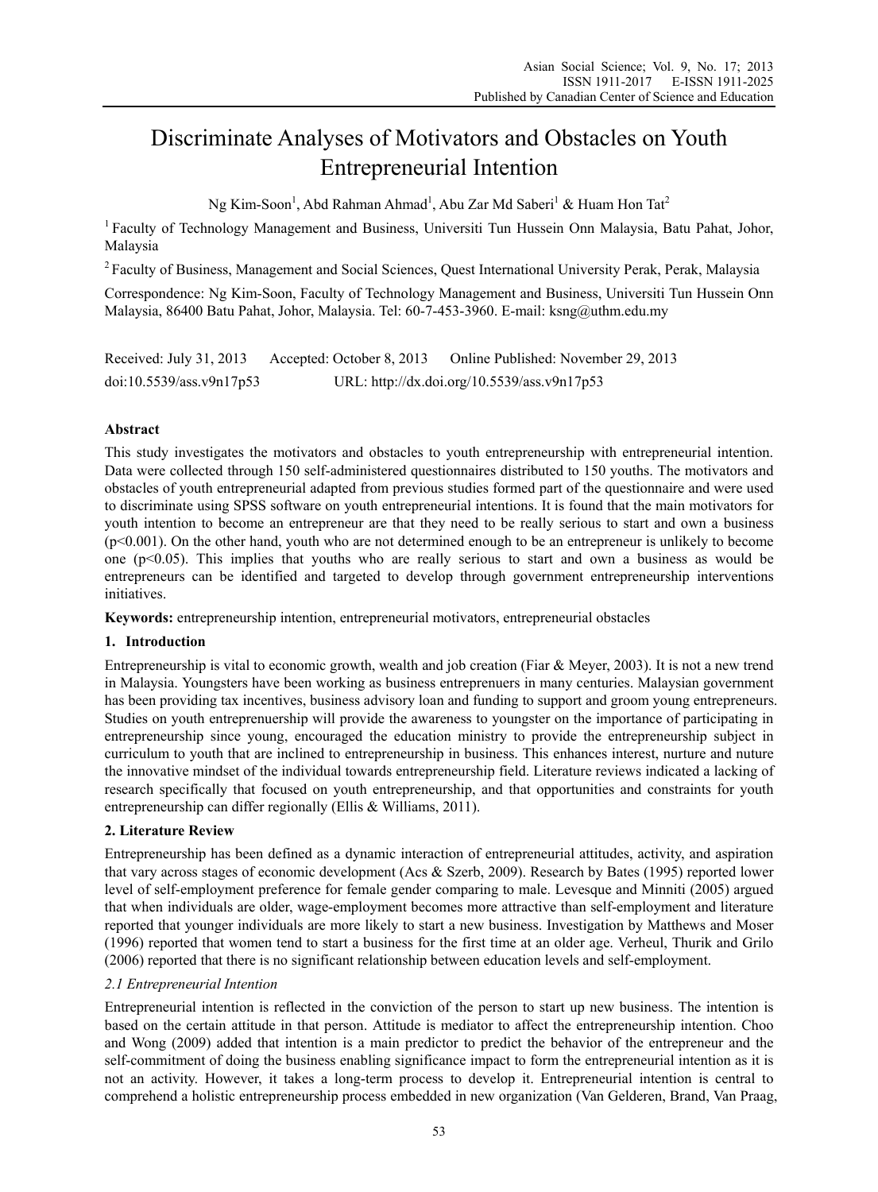# Discriminate Analyses of Motivators and Obstacles on Youth Entrepreneurial Intention

Ng Kim-Soon[1], Abd Rahman Ahmad[1], Abu Zar Md Saberi[1] & Huam Hon Tat[2]

[1] Faculty of Technology Management and Business, Universiti Tun Hussein Onn Malaysia, Batu Pahat, Johor, Malaysia

[2] Faculty of Business, Management and Social Sciences, Quest International University Perak, Perak, Malaysia

Correspondence: Ng Kim-Soon, Faculty of Technology Management and Business, Universiti Tun Hussein Onn Malaysia, 86400 Batu Pahat, Johor, Malaysia. Tel: 60-7-453-3960. E-mail: ksng@uthm.edu.my

Received: July 31, 2013 Accepted: October 8, 2013 Online Published: November 29, 2013

doi:10.5539/ass.v9n17p53 URL: http://dx.doi.org/10.5539/ass.v9n17p53

## Abstract

This study investigates the motivators and obstacles to youth entrepreneurship with entrepreneurial intention. Data were collected through 150 self-administered questionnaires distributed to 150 youths. The motivators and obstacles of youth entrepreneurial adapted from previous studies formed part of the questionnaire and were used to discriminate using SPSS software on youth entrepreneurial intentions. It is found that the main motivators for youth intention to become an entrepreneur are that they need to be really serious to start and own a business ($p<0.001$). On the other hand, youth who are not determined enough to be an entrepreneur is unlikely to become one ($p<0.05$). This implies that youths who are really serious to start and own a business as would be entrepreneurs can be identified and targeted to develop through government entrepreneurship interventions initiatives.

**Keywords:** entrepreneurship intention, entrepreneurial motivators, entrepreneurial obstacles

## 1. Introduction

Entrepreneurship is vital to economic growth, wealth and job creation (Fiar & Meyer, 2003). It is not a new trend in Malaysia. Youngsters have been working as business entreprenuers in many centuries. Malaysian government has been providing tax incentives, business advisory loan and funding to support and groom young entrepreneurs. Studies on youth entreprenuership will provide the awareness to youngster on the importance of participating in entrepreneurship since young, encouraged the education ministry to provide the entrepreneurship subject in curriculum to youth that are inclined to entrepreneurship in business. This enhances interest, nurture and nuture the innovative mindset of the individual towards entrepreneurship field. Literature reviews indicated a lacking of research specifically that focused on youth entrepreneurship, and that opportunities and constraints for youth entrepreneurship can differ regionally (Ellis & Williams, 2011).

## 2. Literature Review

Entrepreneurship has been defined as a dynamic interaction of entrepreneurial attitudes, activity, and aspiration that vary across stages of economic development (Acs & Szerb, 2009). Research by Bates (1995) reported lower level of self-employment preference for female gender comparing to male. Levesque and Minniti (2005) argued that when individuals are older, wage-employment becomes more attractive than self-employment and literature reported that younger individuals are more likely to start a new business. Investigation by Matthews and Moser (1996) reported that women tend to start a business for the first time at an older age. Verheul, Thurik and Grilo (2006) reported that there is no significant relationship between education levels and self-employment.

### *2.1 Entrepreneurial Intention*

Entrepreneurial intention is reflected in the conviction of the person to start up new business. The intention is based on the certain attitude in that person. Attitude is mediator to affect the entrepreneurship intention. Choo and Wong (2009) added that intention is a main predictor to predict the behavior of the entrepreneur and the self-commitment of doing the business enabling significance impact to form the entrepreneurial intention as it is not an activity. However, it takes a long-term process to develop it. Entrepreneurial intention is central to comprehend a holistic entrepreneurship process embedded in new organization (Van Gelderen, Brand, Van Praag,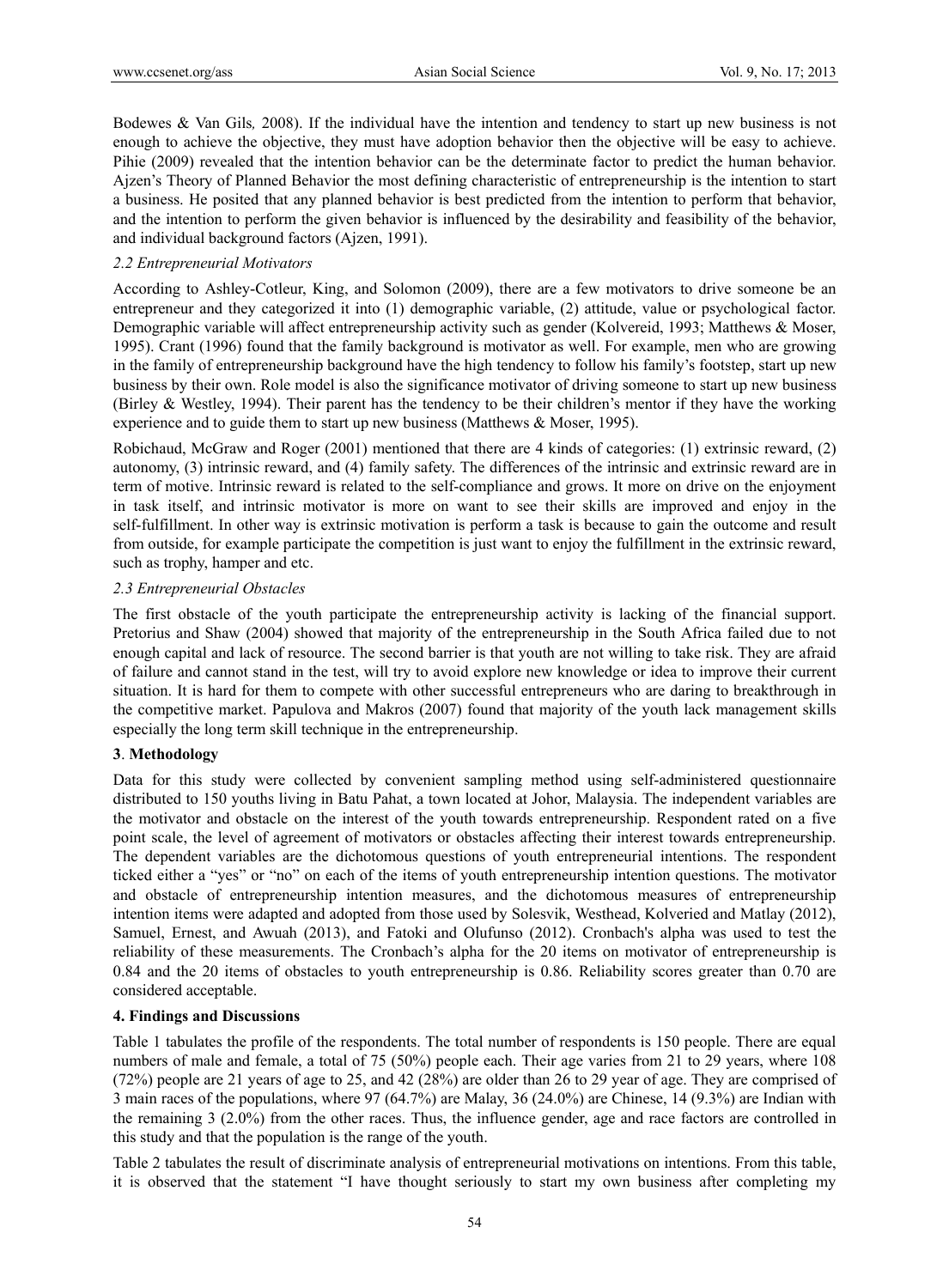Bodewes & Van Gils*,* 2008). If the individual have the intention and tendency to start up new business is not enough to achieve the objective, they must have adoption behavior then the objective will be easy to achieve. Pihie (2009) revealed that the intention behavior can be the determinate factor to predict the human behavior. Ajzen's Theory of Planned Behavior the most defining characteristic of entrepreneurship is the intention to start a business. He posited that any planned behavior is best predicted from the intention to perform that behavior, and the intention to perform the given behavior is influenced by the desirability and feasibility of the behavior, and individual background factors (Ajzen, 1991).

### *2.2 Entrepreneurial Motivators*

According to Ashley-Cotleur, King, and Solomon (2009), there are a few motivators to drive someone be an entrepreneur and they categorized it into (1) demographic variable, (2) attitude, value or psychological factor. Demographic variable will affect entrepreneurship activity such as gender (Kolvereid, 1993; Matthews & Moser, 1995). Crant (1996) found that the family background is motivator as well. For example, men who are growing in the family of entrepreneurship background have the high tendency to follow his family's footstep, start up new business by their own. Role model is also the significance motivator of driving someone to start up new business (Birley & Westley, 1994). Their parent has the tendency to be their children's mentor if they have the working experience and to guide them to start up new business (Matthews & Moser, 1995).

Robichaud, McGraw and Roger (2001) mentioned that there are 4 kinds of categories: (1) extrinsic reward, (2) autonomy, (3) intrinsic reward, and (4) family safety. The differences of the intrinsic and extrinsic reward are in term of motive. Intrinsic reward is related to the self-compliance and grows. It more on drive on the enjoyment in task itself, and intrinsic motivator is more on want to see their skills are improved and enjoy in the self-fulfillment. In other way is extrinsic motivation is perform a task is because to gain the outcome and result from outside, for example participate the competition is just want to enjoy the fulfillment in the extrinsic reward, such as trophy, hamper and etc.

### *2.3 Entrepreneurial Obstacles*

The first obstacle of the youth participate the entrepreneurship activity is lacking of the financial support. Pretorius and Shaw (2004) showed that majority of the entrepreneurship in the South Africa failed due to not enough capital and lack of resource. The second barrier is that youth are not willing to take risk. They are afraid of failure and cannot stand in the test, will try to avoid explore new knowledge or idea to improve their current situation. It is hard for them to compete with other successful entrepreneurs who are daring to breakthrough in the competitive market. Papulova and Makros (2007) found that majority of the youth lack management skills especially the long term skill technique in the entrepreneurship.

## **3**. **Methodology**

Data for this study were collected by convenient sampling method using self-administered questionnaire distributed to 150 youths living in Batu Pahat, a town located at Johor, Malaysia. The independent variables are the motivator and obstacle on the interest of the youth towards entrepreneurship. Respondent rated on a five point scale, the level of agreement of motivators or obstacles affecting their interest towards entrepreneurship. The dependent variables are the dichotomous questions of youth entrepreneurial intentions. The respondent ticked either a "yes" or "no" on each of the items of youth entrepreneurship intention questions. The motivator and obstacle of entrepreneurship intention measures, and the dichotomous measures of entrepreneurship intention items were adapted and adopted from those used by Solesvik, Westhead, Kolveried and Matlay (2012), Samuel, Ernest, and Awuah (2013), and Fatoki and Olufunso (2012). Cronbach's alpha was used to test the reliability of these measurements. The Cronbach's alpha for the 20 items on motivator of entrepreneurship is 0.84 and the 20 items of obstacles to youth entrepreneurship is 0.86. Reliability scores greater than 0.70 are considered acceptable.

## **4. Findings and Discussions**

Table 1 tabulates the profile of the respondents. The total number of respondents is 150 people. There are equal numbers of male and female, a total of 75 (50%) people each. Their age varies from 21 to 29 years, where 108 (72%) people are 21 years of age to 25, and 42 (28%) are older than 26 to 29 year of age. They are comprised of 3 main races of the populations, where 97 (64.7%) are Malay, 36 (24.0%) are Chinese, 14 (9.3%) are Indian with the remaining 3 (2.0%) from the other races. Thus, the influence gender, age and race factors are controlled in this study and that the population is the range of the youth.

Table 2 tabulates the result of discriminate analysis of entrepreneurial motivations on intentions. From this table, it is observed that the statement "I have thought seriously to start my own business after completing my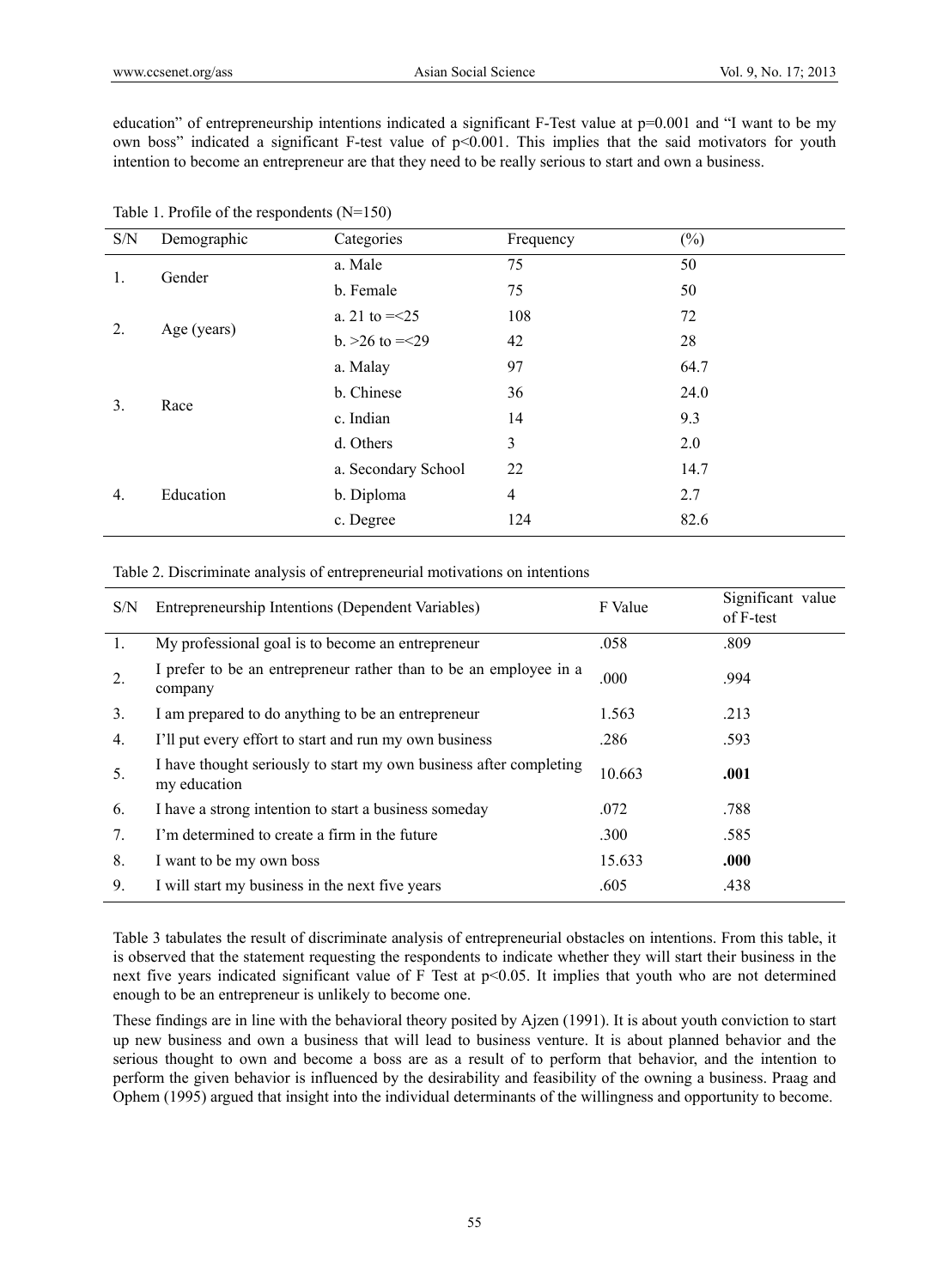education" of entrepreneurship intentions indicated a significant F-Test value at p=0.001 and "I want to be my own boss" indicated a significant F-test value of $p<0.001$. This implies that the said motivators for youth intention to become an entrepreneur are that they need to be really serious to start and own a business.

Table 1. Profile of the respondents (N=150)

| S/N | Demographic | Categories | Frequency | (%) |
|---|---|---|---|---|
| 1. | Gender | a. Male | 75 | 50 |
| | | b. Female | 75 | 50 |
| 2. | Age (years) | a. 21 to =<25 | 108 | 72 |
| | | b. >26 to =<29 | 42 | 28 |
| 3. | Race | a. Malay | 97 | 64.7 |
| | | b. Chinese | 36 | 24.0 |
| | | c. Indian | 14 | 9.3 |
| | | d. Others | 3 | 2.0 |
| 4. | Education | a. Secondary School | 22 | 14.7 |
| | | b. Diploma | 4 | 2.7 |
| | | c. Degree | 124 | 82.6 |

Table 2. Discriminate analysis of entrepreneurial motivations on intentions

| S/N | Entrepreneurship Intentions (Dependent Variables) | F Value | Significant value of F-test |
|---|---|---|---|
| 1. | My professional goal is to become an entrepreneur | .058 | .809 |
| 2. | I prefer to be an entrepreneur rather than to be an employee in a company | .000 | .994 |
| 3. | I am prepared to do anything to be an entrepreneur | 1.563 | .213 |
| 4. | I'll put every effort to start and run my own business | .286 | .593 |
| 5. | I have thought seriously to start my own business after completing my education | 10.663 | **.001** |
| 6. | I have a strong intention to start a business someday | .072 | .788 |
| 7. | I'm determined to create a firm in the future | .300 | .585 |
| 8. | I want to be my own boss | 15.633 | **.000** |
| 9. | I will start my business in the next five years | .605 | .438 |

Table 3 tabulates the result of discriminate analysis of entrepreneurial obstacles on intentions. From this table, it is observed that the statement requesting the respondents to indicate whether they will start their business in the next five years indicated significant value of F Test at $p<0.05$. It implies that youth who are not determined enough to be an entrepreneur is unlikely to become one.

These findings are in line with the behavioral theory posited by Ajzen (1991). It is about youth conviction to start up new business and own a business that will lead to business venture. It is about planned behavior and the serious thought to own and become a boss are as a result of to perform that behavior, and the intention to perform the given behavior is influenced by the desirability and feasibility of the owning a business. Praag and Ophem (1995) argued that insight into the individual determinants of the willingness and opportunity to become.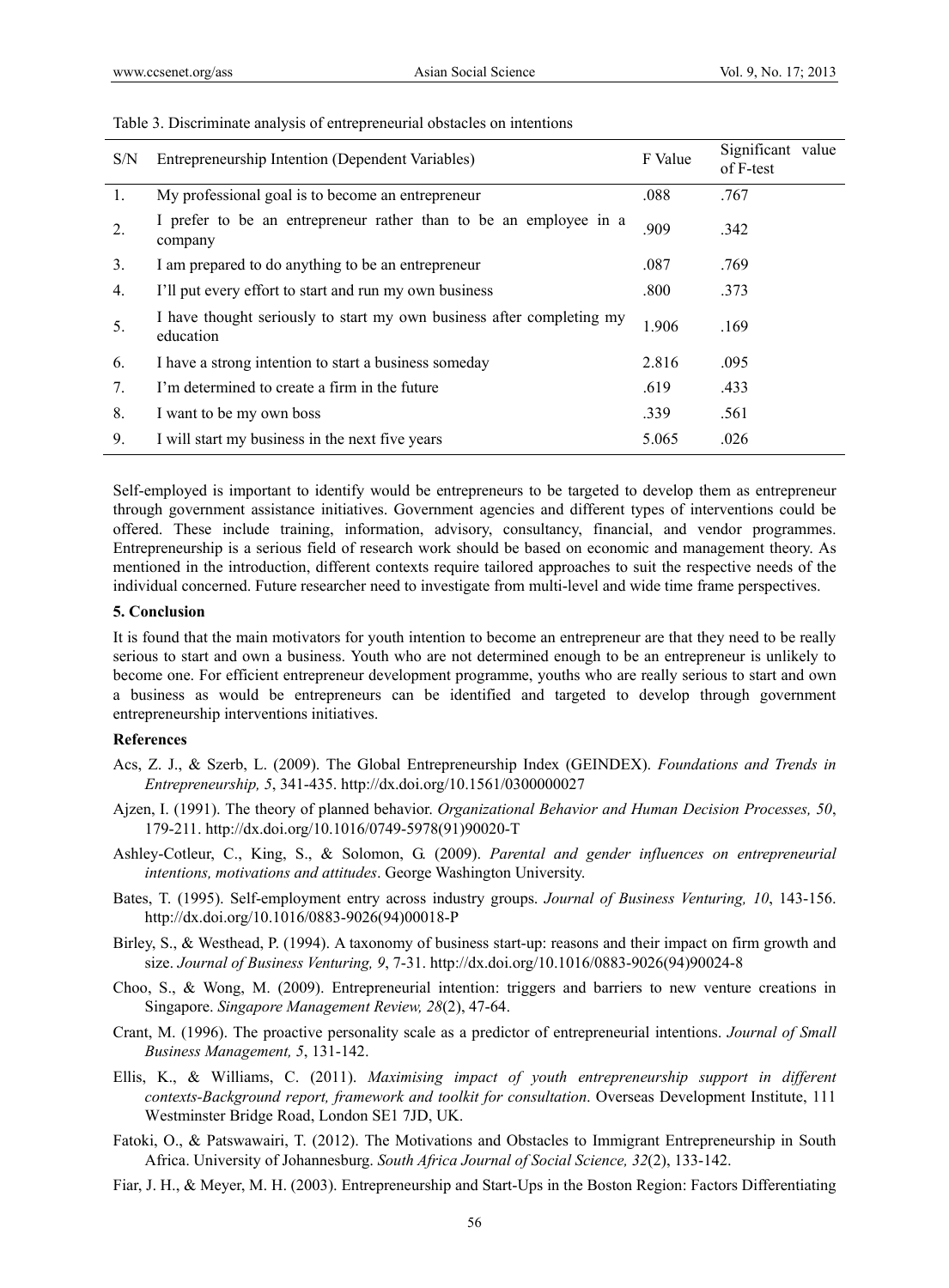Table 3. Discriminate analysis of entrepreneurial obstacles on intentions

| S/N | Entrepreneurship Intention (Dependent Variables) | F Value | Significant value of F-test |
|---|---|---|---|
| 1. | My professional goal is to become an entrepreneur | .088 | .767 |
| 2. | I prefer to be an entrepreneur rather than to be an employee in a company | .909 | .342 |
| 3. | I am prepared to do anything to be an entrepreneur | .087 | .769 |
| 4. | I'll put every effort to start and run my own business | .800 | .373 |
| 5. | I have thought seriously to start my own business after completing my education | 1.906 | .169 |
| 6. | I have a strong intention to start a business someday | 2.816 | .095 |
| 7. | I'm determined to create a firm in the future | .619 | .433 |
| 8. | I want to be my own boss | .339 | .561 |
| 9. | I will start my business in the next five years | 5.065 | .026 |

Self-employed is important to identify would be entrepreneurs to be targeted to develop them as entrepreneur through government assistance initiatives. Government agencies and different types of interventions could be offered. These include training, information, advisory, consultancy, financial, and vendor programmes. Entrepreneurship is a serious field of research work should be based on economic and management theory. As mentioned in the introduction, different contexts require tailored approaches to suit the respective needs of the individual concerned. Future researcher need to investigate from multi-level and wide time frame perspectives.

## 5. Conclusion

It is found that the main motivators for youth intention to become an entrepreneur are that they need to be really serious to start and own a business. Youth who are not determined enough to be an entrepreneur is unlikely to become one. For efficient entrepreneur development programme, youths who are really serious to start and own a business as would be entrepreneurs can be identified and targeted to develop through government entrepreneurship interventions initiatives.

## References

Acs, Z. J., & Szerb, L. (2009). The Global Entrepreneurship Index (GEINDEX). *Foundations and Trends in Entrepreneurship, 5*, 341-435. http://dx.doi.org/10.1561/0300000027

Ajzen, I. (1991). The theory of planned behavior. *Organizational Behavior and Human Decision Processes, 50*, 179-211. http://dx.doi.org/10.1016/0749-5978(91)90020-T

Ashley-Cotleur, C., King, S., & Solomon, G. (2009). *Parental and gender influences on entrepreneurial intentions, motivations and attitudes*. George Washington University.

Bates, T. (1995). Self-employment entry across industry groups. *Journal of Business Venturing, 10*, 143-156. http://dx.doi.org/10.1016/0883-9026(94)00018-P

Birley, S., & Westhead, P. (1994). A taxonomy of business start-up: reasons and their impact on firm growth and size. *Journal of Business Venturing, 9*, 7-31. http://dx.doi.org/10.1016/0883-9026(94)90024-8

Choo, S., & Wong, M. (2009). Entrepreneurial intention: triggers and barriers to new venture creations in Singapore. *Singapore Management Review, 28*(2), 47-64.

Crant, M. (1996). The proactive personality scale as a predictor of entrepreneurial intentions. *Journal of Small Business Management, 5*, 131-142.

Ellis, K., & Williams, C. (2011). *Maximising impact of youth entrepreneurship support in different contexts-Background report, framework and toolkit for consultation*. Overseas Development Institute, 111 Westminster Bridge Road, London SE1 7JD, UK.

Fatoki, O., & Patswawairi, T. (2012). The Motivations and Obstacles to Immigrant Entrepreneurship in South Africa. University of Johannesburg. *South Africa Journal of Social Science, 32*(2), 133-142.

Fiar, J. H., & Meyer, M. H. (2003). Entrepreneurship and Start-Ups in the Boston Region: Factors Differentiating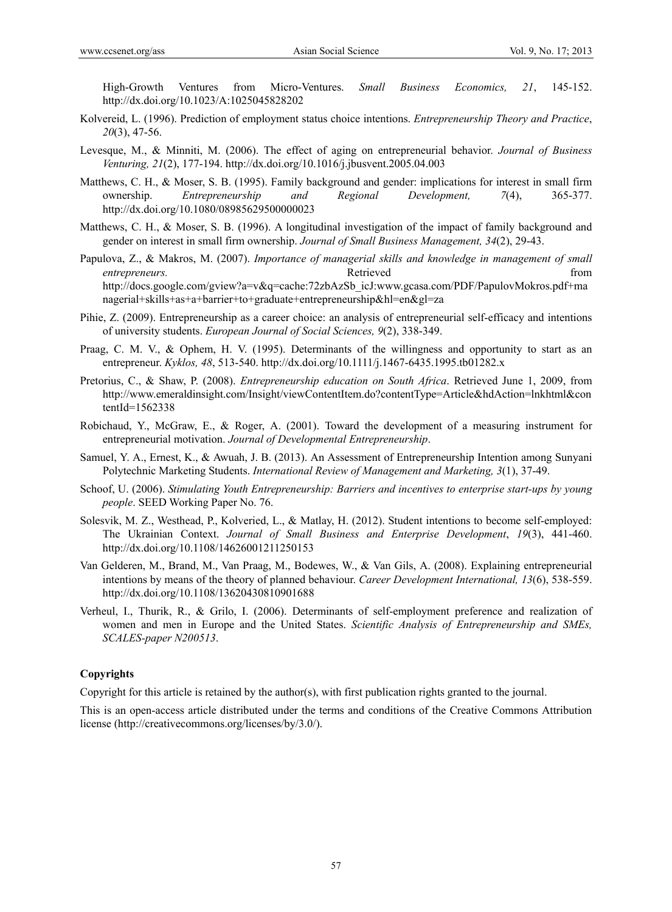High-Growth Ventures from Micro-Ventures. *Small Business Economics, 21*, 145-152. http://dx.doi.org/10.1023/A:1025045828202

Kolvereid, L. (1996). Prediction of employment status choice intentions. *Entrepreneurship Theory and Practice*, *20*(3), 47-56.

Levesque, M., & Minniti, M. (2006). The effect of aging on entrepreneurial behavior. *Journal of Business Venturing, 21*(2), 177-194. http://dx.doi.org/10.1016/j.jbusvent.2005.04.003

Matthews, C. H., & Moser, S. B. (1995). Family background and gender: implications for interest in small firm ownership. *Entrepreneurship and Regional Development, 7*(4), 365-377. http://dx.doi.org/10.1080/08985629500000023

Matthews, C. H., & Moser, S. B. (1996). A longitudinal investigation of the impact of family background and gender on interest in small firm ownership. *Journal of Small Business Management, 34*(2), 29-43.

Papulova, Z., & Makros, M. (2007). *Importance of managerial skills and knowledge in management of small entrepreneurs.* Retrieved from http://docs.google.com/gview?a=v&q=cache:72zbAzSb_icJ:www.gcasa.com/PDF/PapulovMokros.pdf+managerial+skills+as+a+barrier+to+graduate+entrepreneurship&hl=en&gl=za

Pihie, Z. (2009). Entrepreneurship as a career choice: an analysis of entrepreneurial self-efficacy and intentions of university students. *European Journal of Social Sciences, 9*(2), 338-349.

Praag, C. M. V., & Ophem, H. V. (1995). Determinants of the willingness and opportunity to start as an entrepreneur. *Kyklos, 48*, 513-540. http://dx.doi.org/10.1111/j.1467-6435.1995.tb01282.x

Pretorius, C., & Shaw, P. (2008). *Entrepreneurship education on South Africa*. Retrieved June 1, 2009, from http://www.emeraldinsight.com/Insight/viewContentItem.do?contentType=Article&hdAction=lnkhtml&contentId=1562338

Robichaud, Y., McGraw, E., & Roger, A. (2001). Toward the development of a measuring instrument for entrepreneurial motivation. *Journal of Developmental Entrepreneurship*.

Samuel, Y. A., Ernest, K., & Awuah, J. B. (2013). An Assessment of Entrepreneurship Intention among Sunyani Polytechnic Marketing Students. *International Review of Management and Marketing, 3*(1), 37-49.

Schoof, U. (2006). *Stimulating Youth Entrepreneurship: Barriers and incentives to enterprise start-ups by young people*. SEED Working Paper No. 76.

Solesvik, M. Z., Westhead, P., Kolveried, L., & Matlay, H. (2012). Student intentions to become self-employed: The Ukrainian Context. *Journal of Small Business and Enterprise Development*, *19*(3), 441-460. http://dx.doi.org/10.1108/14626001211250153

Van Gelderen, M., Brand, M., Van Praag, M., Bodewes, W., & Van Gils, A. (2008). Explaining entrepreneurial intentions by means of the theory of planned behaviour. *Career Development International, 13*(6), 538-559. http://dx.doi.org/10.1108/13620430810901688

Verheul, I., Thurik, R., & Grilo, I. (2006). Determinants of self-employment preference and realization of women and men in Europe and the United States. *Scientific Analysis of Entrepreneurship and SMEs, SCALES-paper N200513*.

**Copyrights**

Copyright for this article is retained by the author(s), with first publication rights granted to the journal.

This is an open-access article distributed under the terms and conditions of the Creative Commons Attribution license (http://creativecommons.org/licenses/by/3.0/).